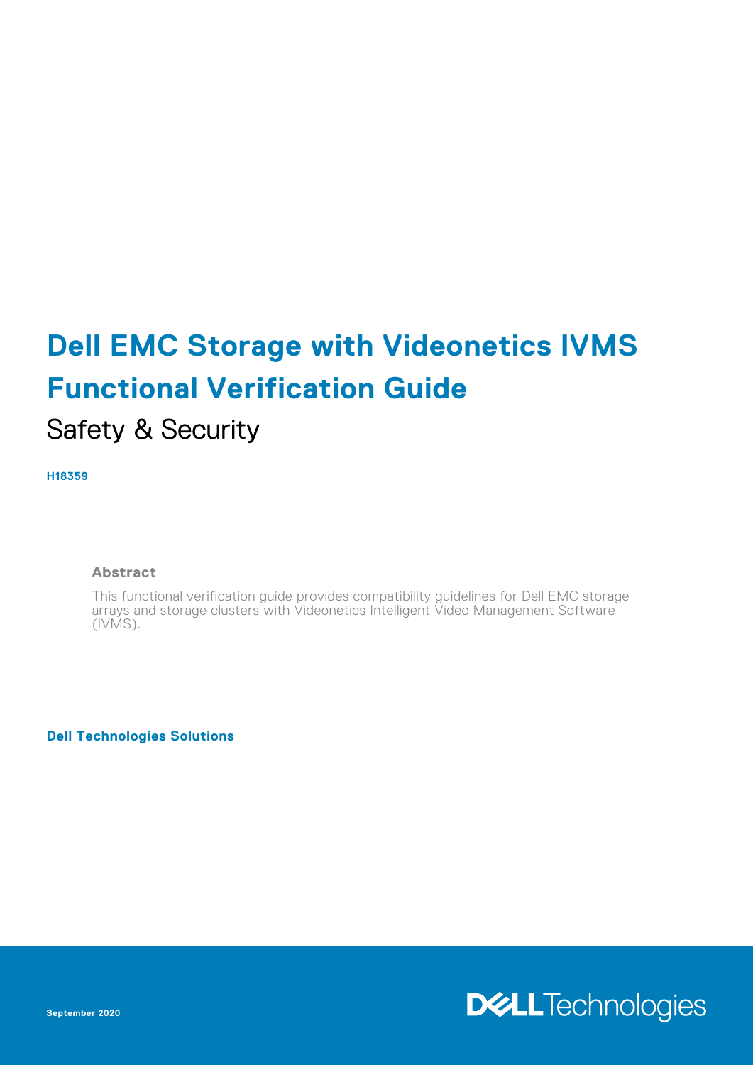# Dell EMC Storage with Videonetics IVMS Functional Verification Guide

## Safety & Security

**H18359**

### Abstract

This functional verification guide provides compatibility guidelines for Dell EMC storage arrays and storage clusters with Videonetics Intelligent Video Management Software (IVMS).

**Dell Technologies Solutions**

September 2020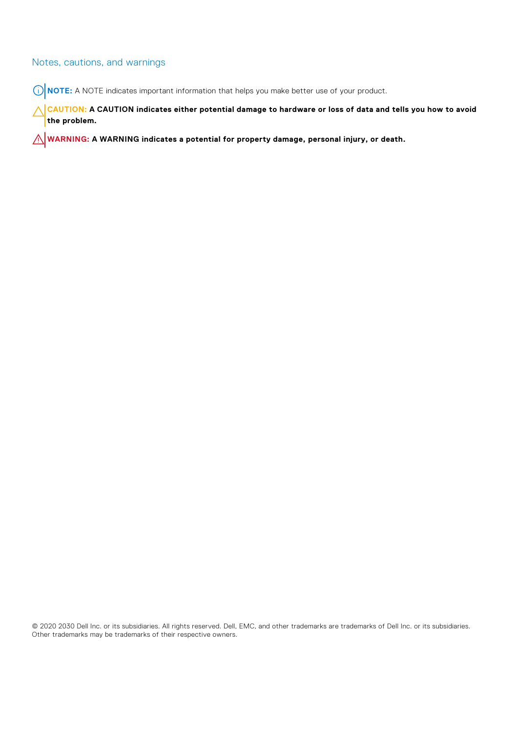## Notes, cautions, and warnings

**NOTE:** A NOTE indicates important information that helps you make better use of your product.

**CAUTION: A CAUTION indicates either potential damage to hardware or loss of data and tells you how to avoid the problem.**

**WARNING: A WARNING indicates a potential for property damage, personal injury, or death.**

© 2020 2030 Dell Inc. or its subsidiaries. All rights reserved. Dell, EMC, and other trademarks are trademarks of Dell Inc. or its subsidiaries. Other trademarks may be trademarks of their respective owners.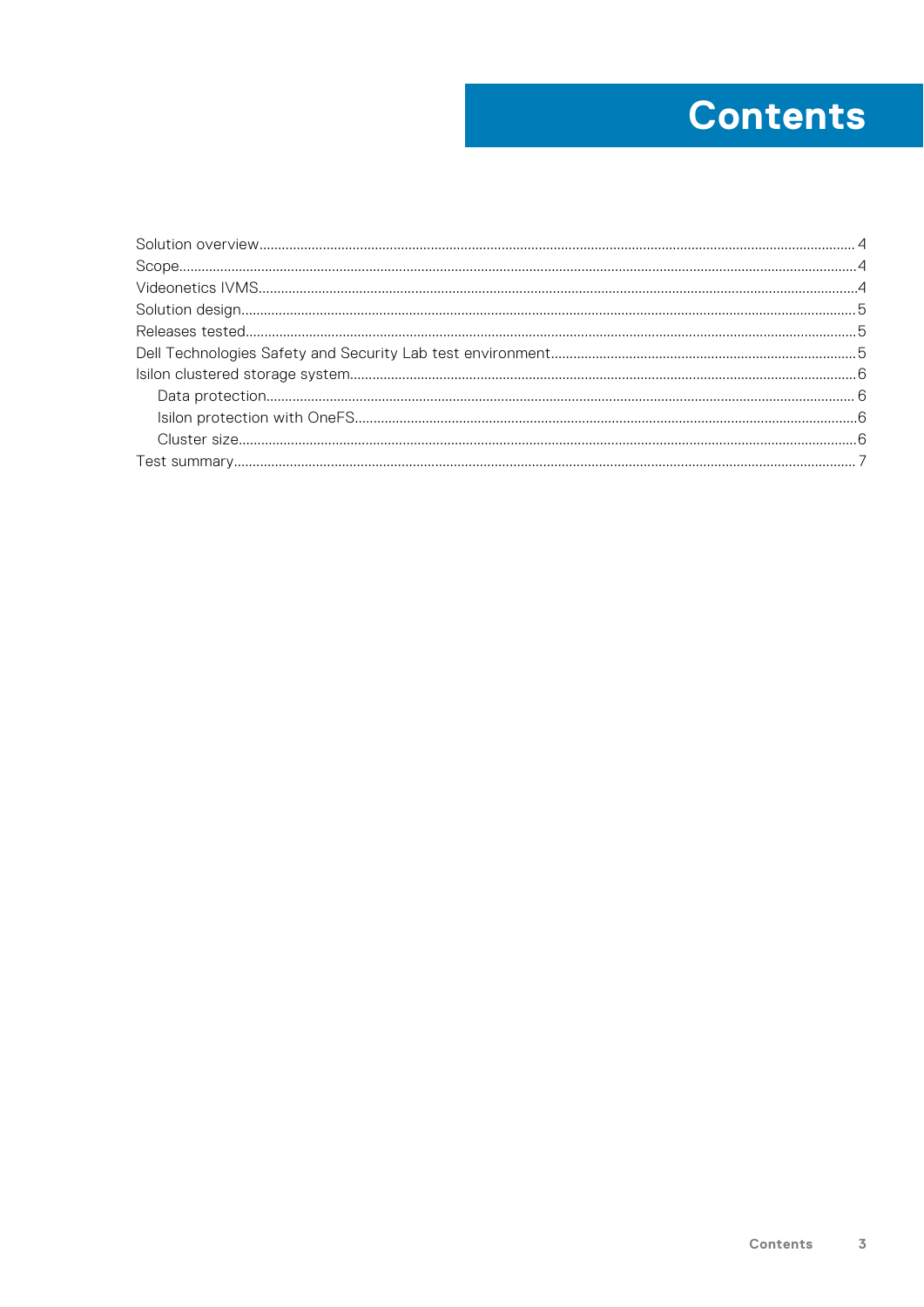# Contents

- Solution overview....4
- Scope....4
- Videonetics IVMS....4
- Solution design....5
- Releases tested....5
- Dell Technologies Safety and Security Lab test environment....5
- Isilon clustered storage system....6
  - Data protection....6
  - Isilon protection with OneFS....6
  - Cluster size....6
- Test summary....7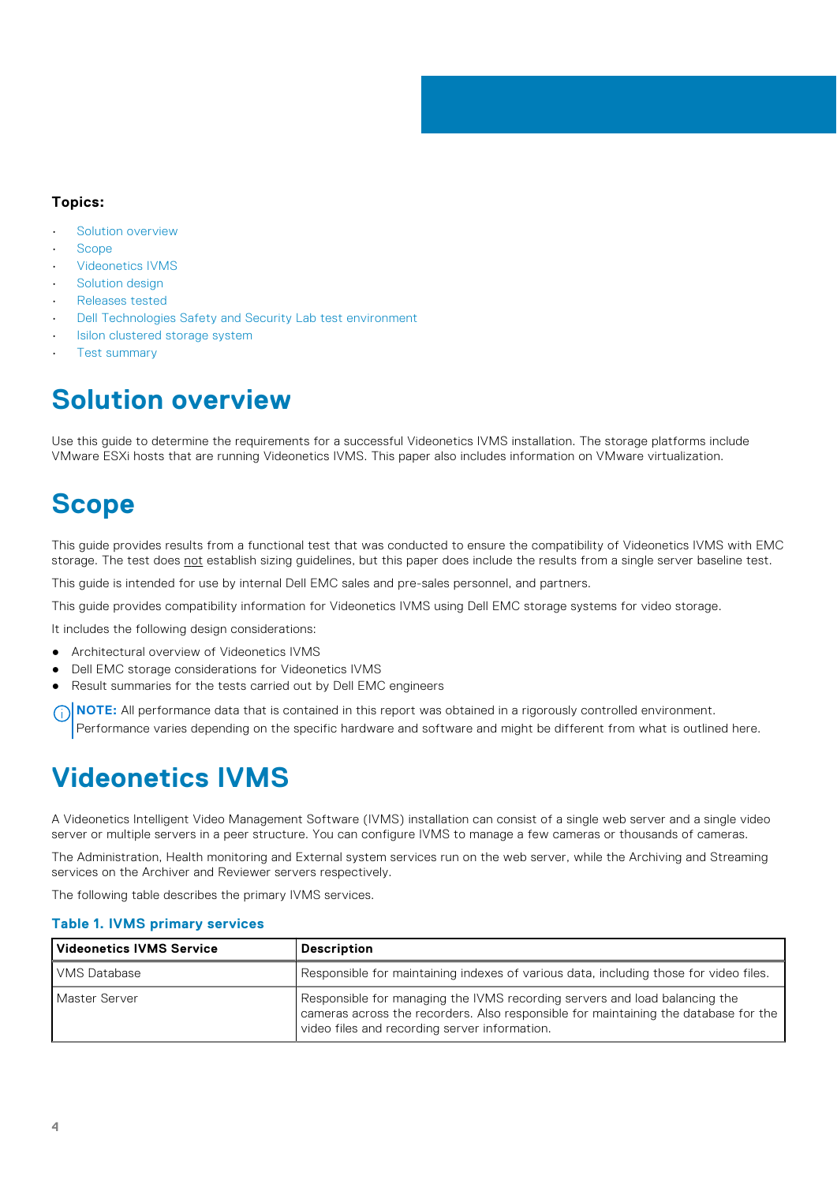**Topics:**

- Solution overview
- Scope
- Videonetics IVMS
- Solution design
- Releases tested
- Dell Technologies Safety and Security Lab test environment
- Isilon clustered storage system
- Test summary

# Solution overview

Use this guide to determine the requirements for a successful Videonetics IVMS installation. The storage platforms include VMware ESXi hosts that are running Videonetics IVMS. This paper also includes information on VMware virtualization.

# Scope

This guide provides results from a functional test that was conducted to ensure the compatibility of Videonetics IVMS with EMC storage. The test does not establish sizing guidelines, but this paper does include the results from a single server baseline test.

This guide is intended for use by internal Dell EMC sales and pre-sales personnel, and partners.

This guide provides compatibility information for Videonetics IVMS using Dell EMC storage systems for video storage.

It includes the following design considerations:

- Architectural overview of Videonetics IVMS
- Dell EMC storage considerations for Videonetics IVMS
- Result summaries for the tests carried out by Dell EMC engineers

**NOTE:** All performance data that is contained in this report was obtained in a rigorously controlled environment. Performance varies depending on the specific hardware and software and might be different from what is outlined here.

# Videonetics IVMS

A Videonetics Intelligent Video Management Software (IVMS) installation can consist of a single web server and a single video server or multiple servers in a peer structure. You can configure IVMS to manage a few cameras or thousands of cameras.

The Administration, Health monitoring and External system services run on the web server, while the Archiving and Streaming services on the Archiver and Reviewer servers respectively.

The following table describes the primary IVMS services.

**Table 1. IVMS primary services**

| Videonetics IVMS Service | Description |
|---|---|
| VMS Database | Responsible for maintaining indexes of various data, including those for video files. |
| Master Server | Responsible for managing the IVMS recording servers and load balancing the cameras across the recorders. Also responsible for maintaining the database for the video files and recording server information. |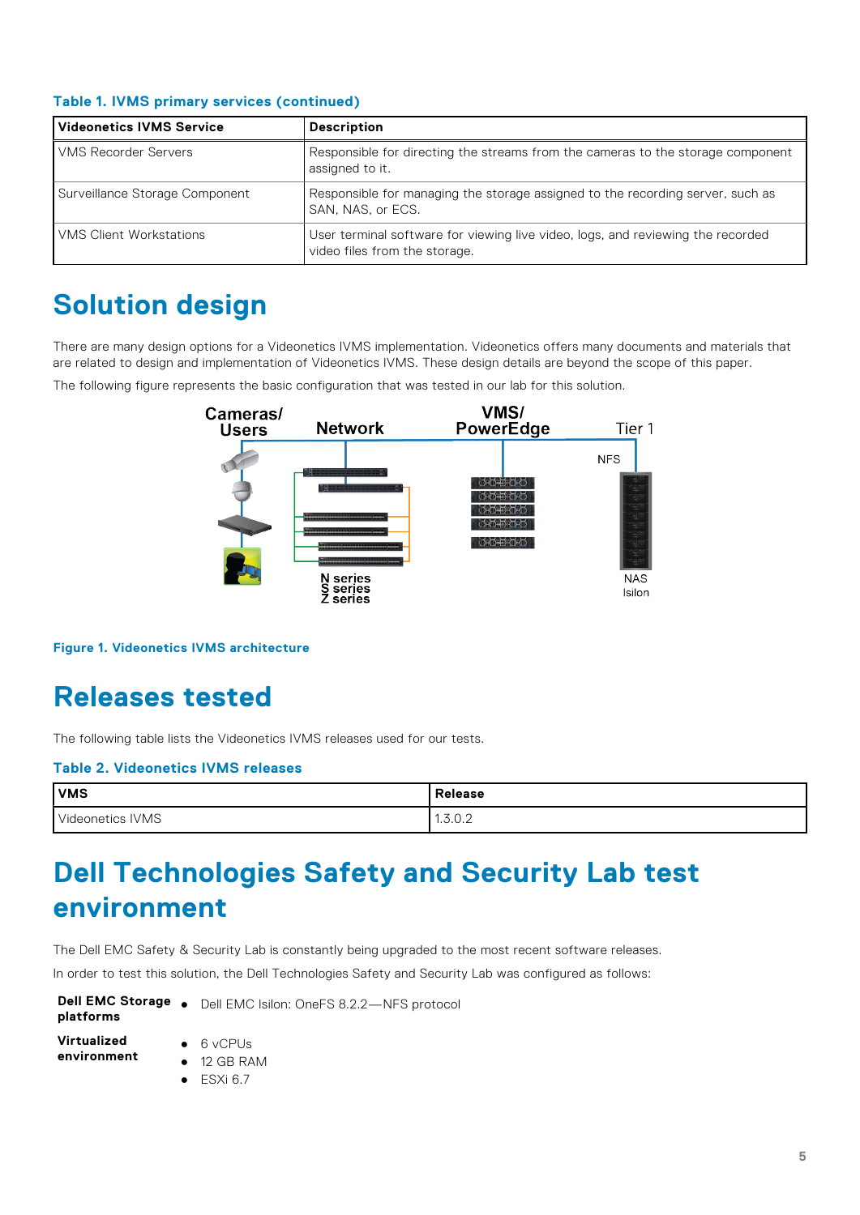**Table 1. IVMS primary services (continued)**

| Videonetics IVMS Service | Description |
| --- | --- |
| VMS Recorder Servers | Responsible for directing the streams from the cameras to the storage component assigned to it. |
| Surveillance Storage Component | Responsible for managing the storage assigned to the recording server, such as SAN, NAS, or ECS. |
| VMS Client Workstations | User terminal software for viewing live video, logs, and reviewing the recorded video files from the storage. |

# Solution design

There are many design options for a Videonetics IVMS implementation. Videonetics offers many documents and materials that are related to design and implementation of Videonetics IVMS. These design details are beyond the scope of this paper.

The following figure represents the basic configuration that was tested in our lab for this solution.

Cameras/ Users | Network | VMS/ PowerEdge | Tier 1 | NFS | N series S series Z series | NAS Isilon

**Figure 1. Videonetics IVMS architecture**

# Releases tested

The following table lists the Videonetics IVMS releases used for our tests.

**Table 2. Videonetics IVMS releases**

| VMS | Release |
| --- | --- |
| Videonetics IVMS | 1.3.0.2 |

# Dell Technologies Safety and Security Lab test environment

The Dell EMC Safety & Security Lab is constantly being upgraded to the most recent software releases.

In order to test this solution, the Dell Technologies Safety and Security Lab was configured as follows:

**Dell EMC Storage platforms**

- Dell EMC Isilon: OneFS 8.2.2—NFS protocol

**Virtualized environment**

- 6 vCPUs
- 12 GB RAM
- ESXi 6.7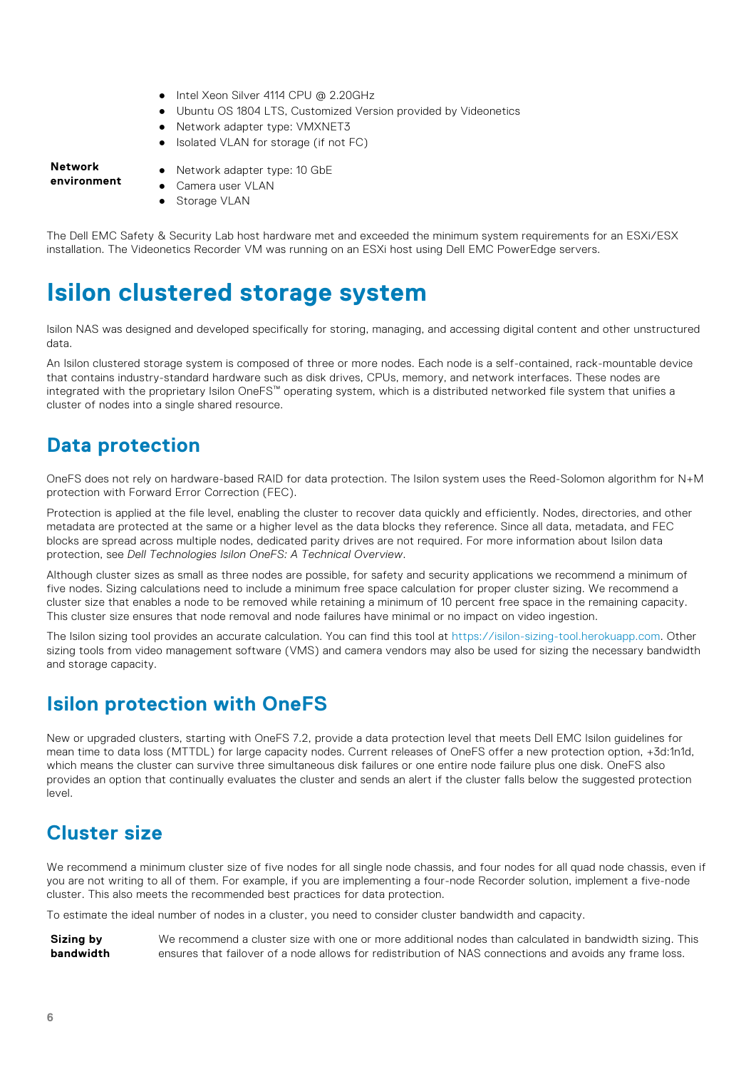- Intel Xeon Silver 4114 CPU @ 2.20GHz
- Ubuntu OS 1804 LTS, Customized Version provided by Videonetics
- Network adapter type: VMXNET3
- Isolated VLAN for storage (if not FC)

**Network environment**

- Network adapter type: 10 GbE
- Camera user VLAN
- Storage VLAN

The Dell EMC Safety & Security Lab host hardware met and exceeded the minimum system requirements for an ESXi/ESX installation. The Videonetics Recorder VM was running on an ESXi host using Dell EMC PowerEdge servers.

# Isilon clustered storage system

Isilon NAS was designed and developed specifically for storing, managing, and accessing digital content and other unstructured data.

An Isilon clustered storage system is composed of three or more nodes. Each node is a self-contained, rack-mountable device that contains industry-standard hardware such as disk drives, CPUs, memory, and network interfaces. These nodes are integrated with the proprietary Isilon OneFS™ operating system, which is a distributed networked file system that unifies a cluster of nodes into a single shared resource.

## Data protection

OneFS does not rely on hardware-based RAID for data protection. The Isilon system uses the Reed-Solomon algorithm for N+M protection with Forward Error Correction (FEC).

Protection is applied at the file level, enabling the cluster to recover data quickly and efficiently. Nodes, directories, and other metadata are protected at the same or a higher level as the data blocks they reference. Since all data, metadata, and FEC blocks are spread across multiple nodes, dedicated parity drives are not required. For more information about Isilon data protection, see *Dell Technologies Isilon OneFS: A Technical Overview*.

Although cluster sizes as small as three nodes are possible, for safety and security applications we recommend a minimum of five nodes. Sizing calculations need to include a minimum free space calculation for proper cluster sizing. We recommend a cluster size that enables a node to be removed while retaining a minimum of 10 percent free space in the remaining capacity. This cluster size ensures that node removal and node failures have minimal or no impact on video ingestion.

The Isilon sizing tool provides an accurate calculation. You can find this tool at https://isilon-sizing-tool.herokuapp.com. Other sizing tools from video management software (VMS) and camera vendors may also be used for sizing the necessary bandwidth and storage capacity.

## Isilon protection with OneFS

New or upgraded clusters, starting with OneFS 7.2, provide a data protection level that meets Dell EMC Isilon guidelines for mean time to data loss (MTTDL) for large capacity nodes. Current releases of OneFS offer a new protection option, +3d:1n1d, which means the cluster can survive three simultaneous disk failures or one entire node failure plus one disk. OneFS also provides an option that continually evaluates the cluster and sends an alert if the cluster falls below the suggested protection level.

## Cluster size

We recommend a minimum cluster size of five nodes for all single node chassis, and four nodes for all quad node chassis, even if you are not writing to all of them. For example, if you are implementing a four-node Recorder solution, implement a five-node cluster. This also meets the recommended best practices for data protection.

To estimate the ideal number of nodes in a cluster, you need to consider cluster bandwidth and capacity.

**Sizing by bandwidth**

We recommend a cluster size with one or more additional nodes than calculated in bandwidth sizing. This ensures that failover of a node allows for redistribution of NAS connections and avoids any frame loss.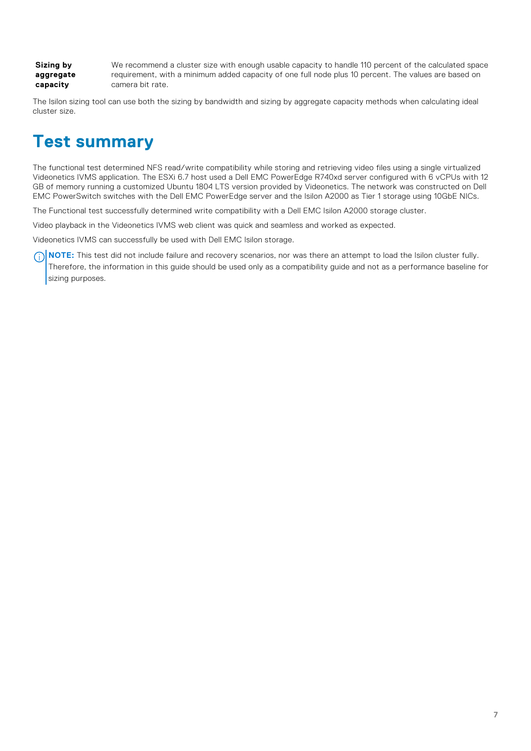**Sizing by aggregate capacity**

We recommend a cluster size with enough usable capacity to handle 110 percent of the calculated space requirement, with a minimum added capacity of one full node plus 10 percent. The values are based on camera bit rate.

The Isilon sizing tool can use both the sizing by bandwidth and sizing by aggregate capacity methods when calculating ideal cluster size.

# Test summary

The functional test determined NFS read/write compatibility while storing and retrieving video files using a single virtualized Videonetics IVMS application. The ESXi 6.7 host used a Dell EMC PowerEdge R740xd server configured with 6 vCPUs with 12 GB of memory running a customized Ubuntu 1804 LTS version provided by Videonetics. The network was constructed on Dell EMC PowerSwitch switches with the Dell EMC PowerEdge server and the Isilon A2000 as Tier 1 storage using 10GbE NICs.

The Functional test successfully determined write compatibility with a Dell EMC Isilon A2000 storage cluster.

Video playback in the Videonetics IVMS web client was quick and seamless and worked as expected.

Videonetics IVMS can successfully be used with Dell EMC Isilon storage.

> **NOTE:** This test did not include failure and recovery scenarios, nor was there an attempt to load the Isilon cluster fully. Therefore, the information in this guide should be used only as a compatibility guide and not as a performance baseline for sizing purposes.